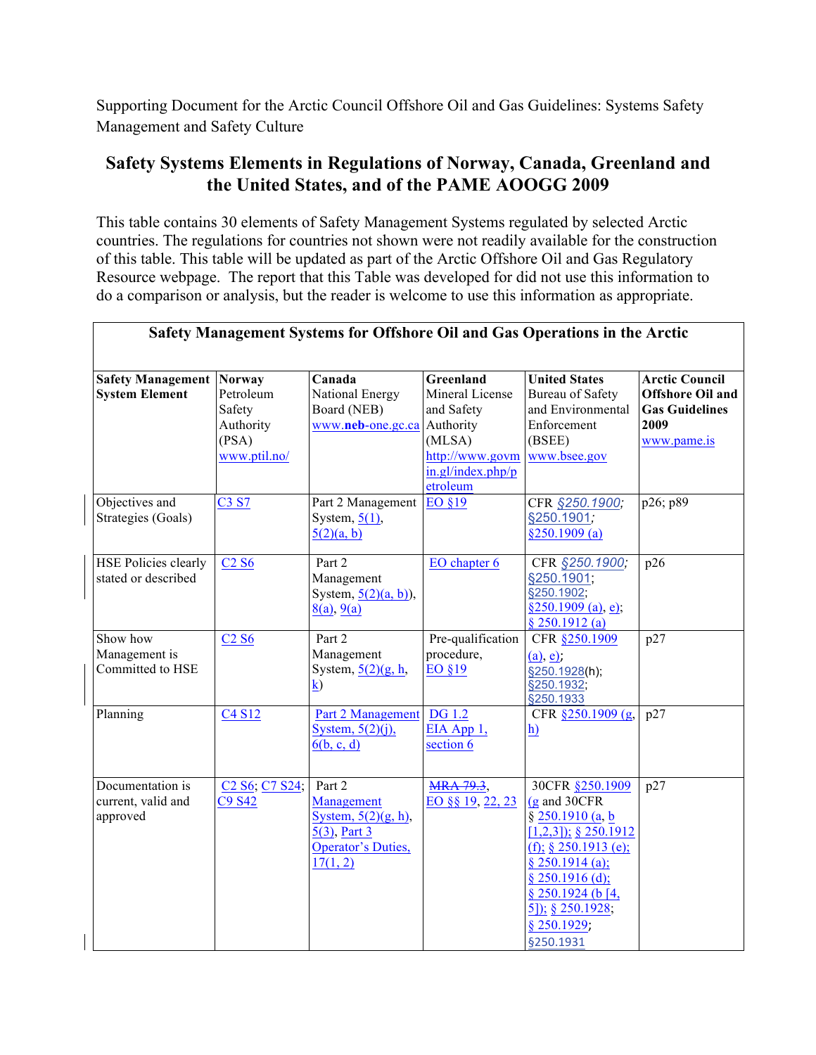Supporting Document for the Arctic Council Offshore Oil and Gas Guidelines: Systems Safety Management and Safety Culture

# Safety Systems Elements in Regulations of Norway, Canada, Greenland and the United States, and of the PAME AOOGG 2009

This table contains 30 elements of Safety Management Systems regulated by selected Arctic countries. The regulations for countries not shown were not readily available for the construction of this table. This table will be updated as part of the Arctic Offshore Oil and Gas Regulatory Resource webpage. The report that this Table was developed for did not use this information to do a comparison or analysis, but the reader is welcome to use this information as appropriate.

**Safety Management Systems for Offshore Oil and Gas Operations in the Arctic**

| Safety Management System Element | Norway Petroleum Safety Authority (PSA) www.ptil.no/ | Canada National Energy Board (NEB) www.neb-one.gc.ca | Greenland Mineral License and Safety Authority (MLSA) http://www.govmin.gl/index.php/petroleum | United States Bureau of Safety and Environmental Enforcement (BSEE) www.bsee.gov | Arctic Council Offshore Oil and Gas Guidelines 2009 www.pame.is |
|---|---|---|---|---|---|
| Objectives and Strategies (Goals) | C3 S7 | Part 2 Management System, 5(1), 5(2)(a, b) | EO §19 | CFR *§250.1900*; §250.1901; §250.1909 (a) | p26; p89 |
| HSE Policies clearly stated or described | C2 S6 | Part 2 Management System, 5(2)(a, b)), 8(a), 9(a) | EO chapter 6 | CFR *§250.1900*; §250.1901; §250.1902; §250.1909 (a), e); § 250.1912 (a) | p26 |
| Show how Management is Committed to HSE | C2 S6 | Part 2 Management System, 5(2)(g, h, k) | Pre-qualification procedure, EO §19 | CFR §250.1909 (a), e); §250.1928(h); §250.1932; §250.1933 | p27 |
| Planning | C4 S12 | Part 2 Management System, 5(2)(j), 6(b, c, d) | DG 1.2 EIA App 1, section 6 | CFR §250.1909 (g, h) | p27 |
| Documentation is current, valid and approved | C2 S6; C7 S24; C9 S42 | Part 2 Management System, 5(2)(g, h), 5(3), Part 3 Operator's Duties, 17(1, 2) | ~~MRA 79.3~~, EO §§ 19, 22, 23 | 30CFR §250.1909 (g and 30CFR § 250.1910 (a, b [1,2,3]); § 250.1912 (f); § 250.1913 (e); § 250.1914 (a); § 250.1916 (d); § 250.1924 (b [4, 5]); § 250.1928; § 250.1929; §250.1931 | p27 |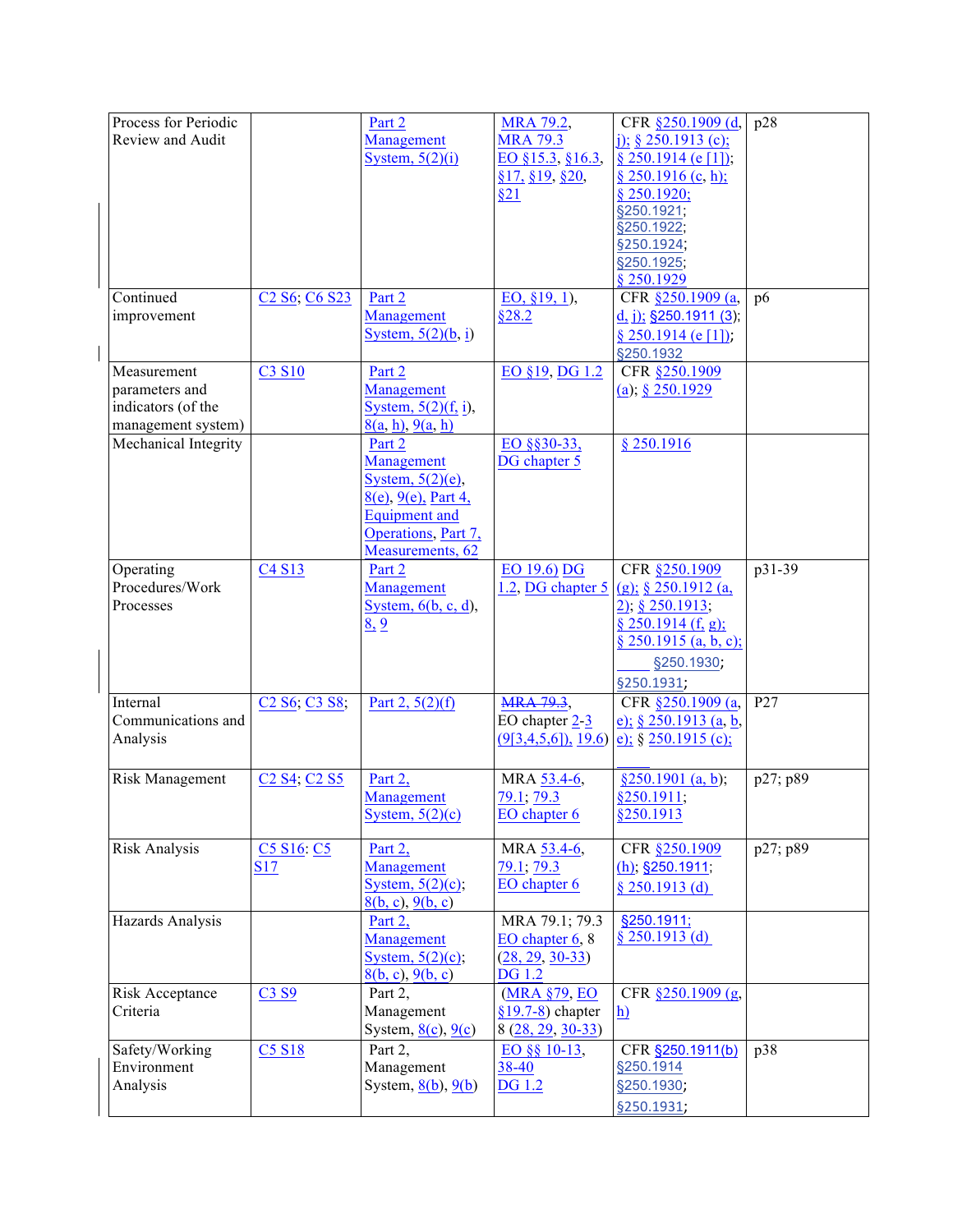| Process for Periodic Review and Audit | | Part 2 Management System, 5(2)(i) | MRA 79.2, MRA 79.3 EO §15.3, §16.3, §17, §19, §20, §21 | CFR §250.1909 (d, j); § 250.1913 (c); § 250.1914 (e [1]); § 250.1916 (c, h); § 250.1920; §250.1921; §250.1922; §250.1924; §250.1925; § 250.1929 | p28 |
|---|---|---|---|---|---|
| Continued improvement | C2 S6; C6 S23 | Part 2 Management System, 5(2)(b, i) | EO, §19, 1), §28.2 | CFR §250.1909 (a, d, j); §250.1911 (3); § 250.1914 (e [1]); §250.1932 | p6 |
| Measurement parameters and indicators (of the management system) | C3 S10 | Part 2 Management System, 5(2)(f, i), 8(a, h), 9(a, h) | EO §19, DG 1.2 | CFR §250.1909 (a); § 250.1929 | |
| Mechanical Integrity | | Part 2 Management System, 5(2)(e), 8(e), 9(e), Part 4, Equipment and Operations, Part 7, Measurements, 62 | EO §§30-33, DG chapter 5 | § 250.1916 | |
| Operating Procedures/Work Processes | C4 S13 | Part 2 Management System, 6(b, c, d), 8, 9 | EO 19.6) DG 1.2, DG chapter 5 | CFR §250.1909 (g); § 250.1912 (a, 2); § 250.1913; § 250.1914 (f, g); § 250.1915 (a, b, c); §250.1930; §250.1931; | p31-39 |
| Internal Communications and Analysis | C2 S6; C3 S8; | Part 2, 5(2)(f) | ~~MRA 79.3~~, EO chapter 2-3 (9[3,4,5,6]), 19.6) | CFR §250.1909 (a, e); § 250.1913 (a, b, e); § 250.1915 (c); | P27 |
| Risk Management | C2 S4; C2 S5 | Part 2, Management System, 5(2)(c) | MRA 53.4-6, 79.1; 79.3 EO chapter 6 | §250.1901 (a, b); §250.1911; §250.1913 | p27; p89 |
| Risk Analysis | C5 S16; C5 S17 | Part 2, Management System, 5(2)(c); 8(b, c), 9(b, c) | MRA 53.4-6, 79.1; 79.3 EO chapter 6 | CFR §250.1909 (h); §250.1911; § 250.1913 (d) | p27; p89 |
| Hazards Analysis | | Part 2, Management System, 5(2)(c); 8(b, c), 9(b, c) | MRA 79.1; 79.3 EO chapter 6, 8 (28, 29, 30-33) DG 1.2 | §250.1911; § 250.1913 (d) | |
| Risk Acceptance Criteria | C3 S9 | Part 2, Management System, 8(c), 9(c) | (MRA §79, EO §19.7-8) chapter 8 (28, 29, 30-33) | CFR §250.1909 (g, h) | |
| Safety/Working Environment Analysis | C5 S18 | Part 2, Management System, 8(b), 9(b) | EO §§ 10-13, 38-40 DG 1.2 | CFR §250.1911(b) §250.1914 §250.1930; §250.1931; | p38 |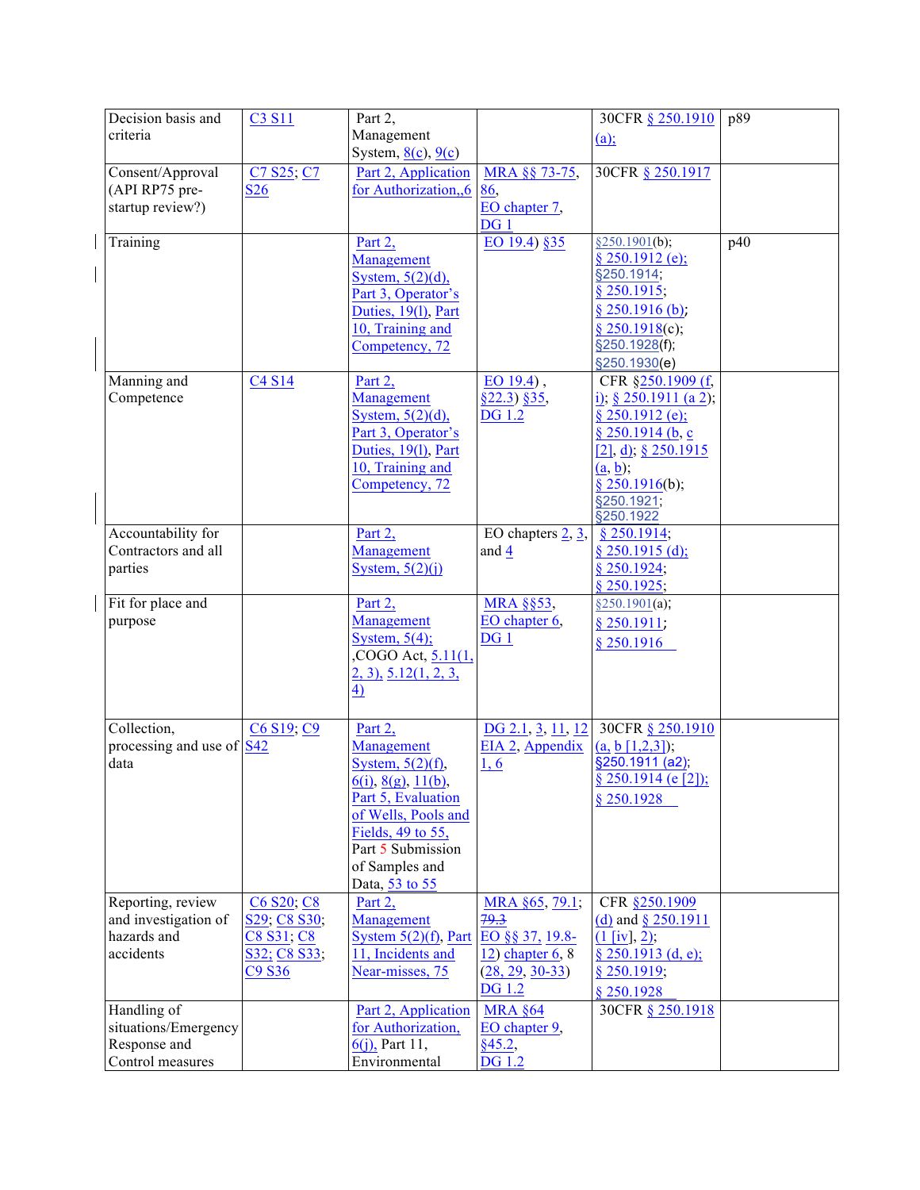| Decision basis and criteria | C3 S11 | Part 2, Management System, 8(c), 9(c) | | 30CFR § 250.1910 (a); | p89 |
|---|---|---|---|---|---|
| Consent/Approval (API RP75 pre-startup review?) | C7 S25; C7 S26 | Part 2, Application for Authorization,,6 | MRA §§ 73-75, 86, EO chapter 7, DG 1 | 30CFR § 250.1917 | |
| Training | | Part 2, Management System, 5(2)(d), Part 3, Operator's Duties, 19(l), Part 10, Training and Competency, 72 | EO 19.4) §35 | §250.1901(b); § 250.1912 (e); §250.1914; § 250.1915; § 250.1916 (b); § 250.1918(c); §250.1928(f); §250.1930(e) | p40 |
| Manning and Competence | C4 S14 | Part 2, Management System, 5(2)(d), Part 3, Operator's Duties, 19(l), Part 10, Training and Competency, 72 | EO 19.4) , §22.3) §35, DG 1.2 | CFR §250.1909 (f, i); § 250.1911 (a 2); § 250.1912 (e); § 250.1914 (b, c [2], d); § 250.1915 (a, b); § 250.1916(b); §250.1921; §250.1922 | |
| Accountability for Contractors and all parties | | Part 2, Management System, 5(2)(j) | EO chapters 2, 3, and 4 | § 250.1914; § 250.1915 (d); § 250.1924; § 250.1925; | |
| Fit for place and purpose | | Part 2, Management System, 5(4); ,COGO Act, 5.11(1, 2, 3), 5.12(1, 2, 3, 4) | MRA §§53, EO chapter 6, DG 1 | §250.1901(a); § 250.1911; § 250.1916 | |
| Collection, processing and use of data | C6 S19; C9 S42 | Part 2, Management System, 5(2)(f), 6(i), 8(g), 11(b), Part 5, Evaluation of Wells, Pools and Fields, 49 to 55, Part 5 Submission of Samples and Data, 53 to 55 | DG 2.1, 3, 11, 12 EIA 2, Appendix 1, 6 | 30CFR § 250.1910 (a, b [1,2,3]); §250.1911 (a2); § 250.1914 (e [2]); § 250.1928 | |
| Reporting, review and investigation of hazards and accidents | C6 S20; C8 S29; C8 S30; C8 S31; C8 S32; C8 S33; C9 S36 | Part 2, Management System 5(2)(f), Part 11, Incidents and Near-misses, 75 | MRA §65, 79.1; ~~79.3~~ EO §§ 37, 19.8-12) chapter 6, 8 (28, 29, 30-33) DG 1.2 | CFR §250.1909 (d) and § 250.1911 (1 [iv], 2); § 250.1913 (d, e); § 250.1919; § 250.1928 | |
| Handling of situations/Emergency Response and Control measures | | Part 2, Application for Authorization, 6(j), Part 11, Environmental | MRA §64 EO chapter 9, §45.2, DG 1.2 | 30CFR § 250.1918 | |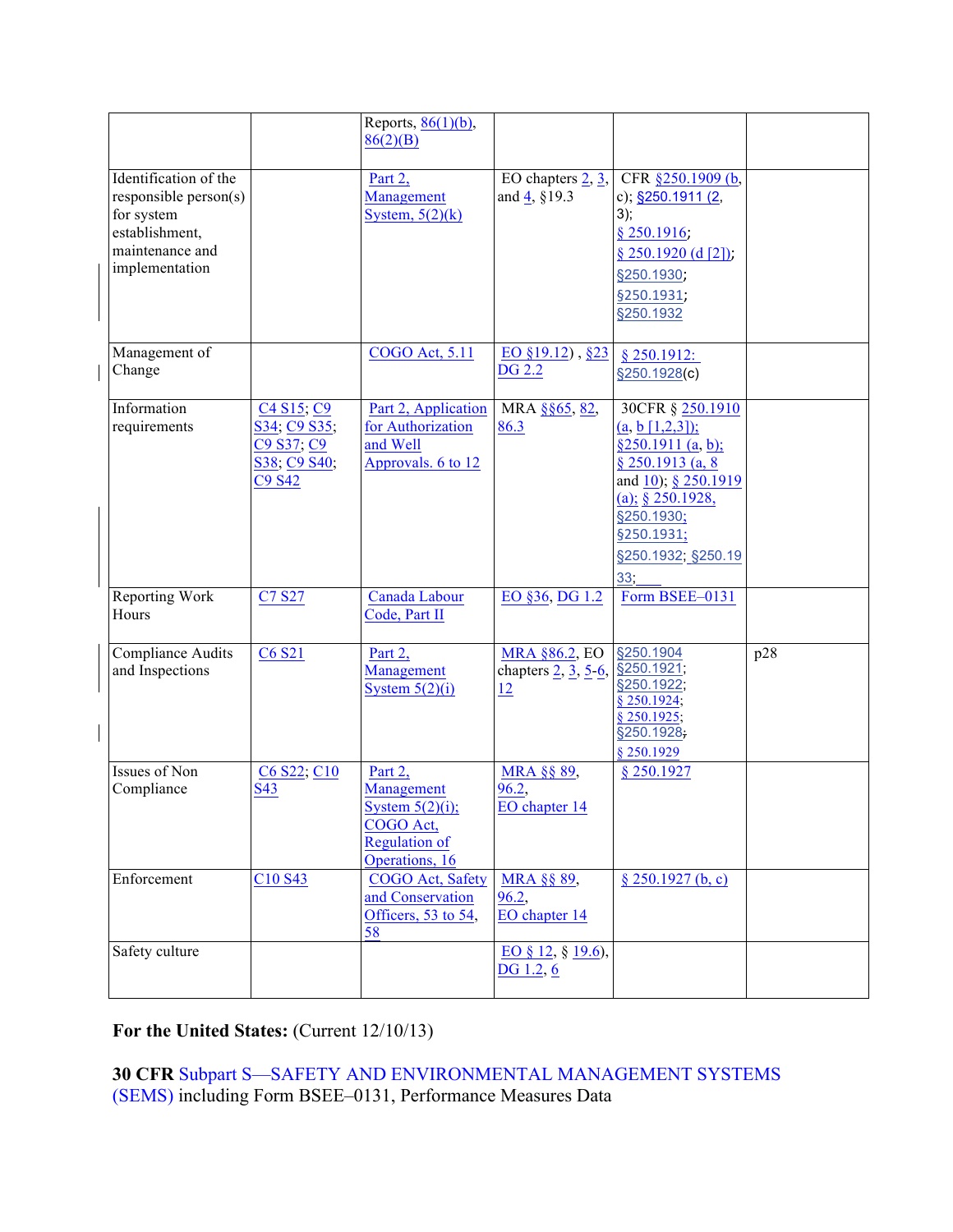| | | | | | |
|---|---|---|---|---|---|
| | | Reports, 86(1)(b), 86(2)(B) | | | |
| Identification of the responsible person(s) for system establishment, maintenance and implementation | | Part 2, Management System, 5(2)(k) | EO chapters 2, 3, and 4, §19.3 | CFR §250.1909 (b, c); §250.1911 (2, 3); § 250.1916; § 250.1920 (d [2]); §250.1930; §250.1931; §250.1932 | |
| Management of Change | | COGO Act, 5.11 | EO §19.12) , §23 DG 2.2 | § 250.1912: §250.1928(c) | |
| Information requirements | C4 S15; C9 S34; C9 S35; C9 S37; C9 S38; C9 S40; C9 S42 | Part 2, Application for Authorization and Well Approvals. 6 to 12 | MRA §§65, 82, 86.3 | 30CFR § 250.1910 (a, b [1,2,3]); §250.1911 (a, b); § 250.1913 (a, 8 and 10); § 250.1919 (a); § 250.1928, §250.1930; §250.1931; §250.1932; §250.1933; | |
| Reporting Work Hours | C7 S27 | Canada Labour Code, Part II | EO §36, DG 1.2 | Form BSEE–0131 | |
| Compliance Audits and Inspections | C6 S21 | Part 2, Management System 5(2)(i) | MRA §86.2, EO chapters 2, 3, 5-6, 12 | §250.1904 §250.1921; §250.1922; § 250.1924; § 250.1925; §250.1928; § 250.1929 | p28 |
| Issues of Non Compliance | C6 S22; C10 S43 | Part 2, Management System 5(2)(i); COGO Act, Regulation of Operations, 16 | MRA §§ 89, 96.2, EO chapter 14 | § 250.1927 | |
| Enforcement | C10 S43 | COGO Act, Safety and Conservation Officers, 53 to 54, 58 | MRA §§ 89, 96.2, EO chapter 14 | § 250.1927 (b, c) | |
| Safety culture | | | EO § 12, § 19.6), DG 1.2, 6 | | |

**For the United States:** (Current 12/10/13)

**30 CFR** Subpart S—SAFETY AND ENVIRONMENTAL MANAGEMENT SYSTEMS (SEMS) including Form BSEE–0131, Performance Measures Data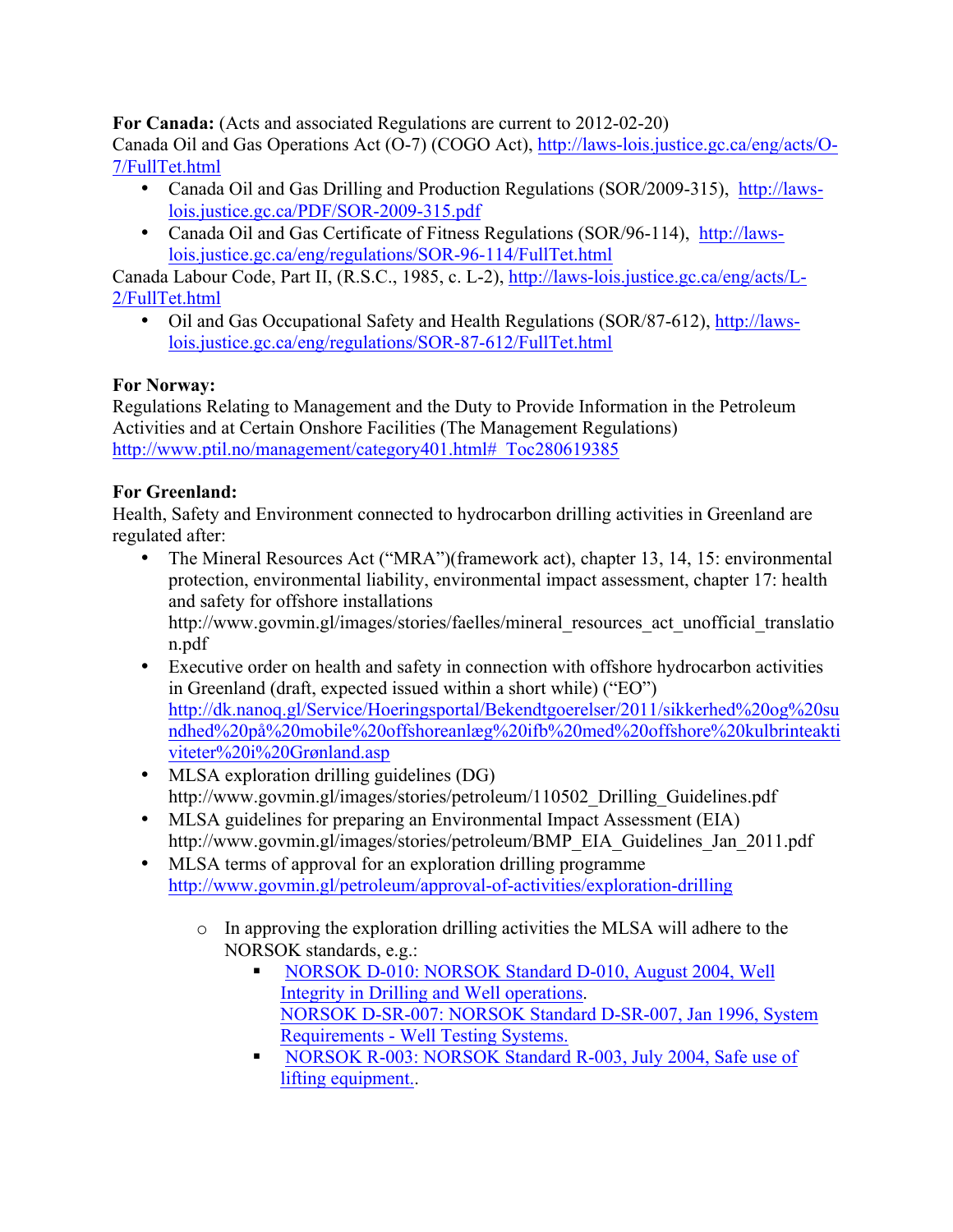**For Canada:** (Acts and associated Regulations are current to 2012-02-20)
Canada Oil and Gas Operations Act (O-7) (COGO Act), http://laws-lois.justice.gc.ca/eng/acts/O-7/FullTet.html

- Canada Oil and Gas Drilling and Production Regulations (SOR/2009-315), http://laws-lois.justice.gc.ca/PDF/SOR-2009-315.pdf
- Canada Oil and Gas Certificate of Fitness Regulations (SOR/96-114), http://laws-lois.justice.gc.ca/eng/regulations/SOR-96-114/FullTet.html

Canada Labour Code, Part II, (R.S.C., 1985, c. L-2), http://laws-lois.justice.gc.ca/eng/acts/L-2/FullTet.html

- Oil and Gas Occupational Safety and Health Regulations (SOR/87-612), http://laws-lois.justice.gc.ca/eng/regulations/SOR-87-612/FullTet.html

**For Norway:**
Regulations Relating to Management and the Duty to Provide Information in the Petroleum Activities and at Certain Onshore Facilities (The Management Regulations) http://www.ptil.no/management/category401.html#_Toc280619385

**For Greenland:**
Health, Safety and Environment connected to hydrocarbon drilling activities in Greenland are regulated after:

- The Mineral Resources Act ("MRA")(framework act), chapter 13, 14, 15: environmental protection, environmental liability, environmental impact assessment, chapter 17: health and safety for offshore installations http://www.govmin.gl/images/stories/faelles/mineral_resources_act_unofficial_translation.pdf
- Executive order on health and safety in connection with offshore hydrocarbon activities in Greenland (draft, expected issued within a short while) ("EO") http://dk.nanoq.gl/Service/Hoeringsportal/Bekendtgoerelser/2011/sikkerhed%20og%20sundhed%20på%20mobile%20offshoreanlæg%20ifb%20med%20offshore%20kulbrinteaktiviteter%20i%20Grønland.asp
- MLSA exploration drilling guidelines (DG) http://www.govmin.gl/images/stories/petroleum/110502_Drilling_Guidelines.pdf
- MLSA guidelines for preparing an Environmental Impact Assessment (EIA) http://www.govmin.gl/images/stories/petroleum/BMP_EIA_Guidelines_Jan_2011.pdf
- MLSA terms of approval for an exploration drilling programme http://www.govmin.gl/petroleum/approval-of-activities/exploration-drilling
  - In approving the exploration drilling activities the MLSA will adhere to the NORSOK standards, e.g.:
    - NORSOK D-010: NORSOK Standard D-010, August 2004, Well Integrity in Drilling and Well operations.
      NORSOK D-SR-007: NORSOK Standard D-SR-007, Jan 1996, System Requirements - Well Testing Systems.
    - NORSOK R-003: NORSOK Standard R-003, July 2004, Safe use of lifting equipment..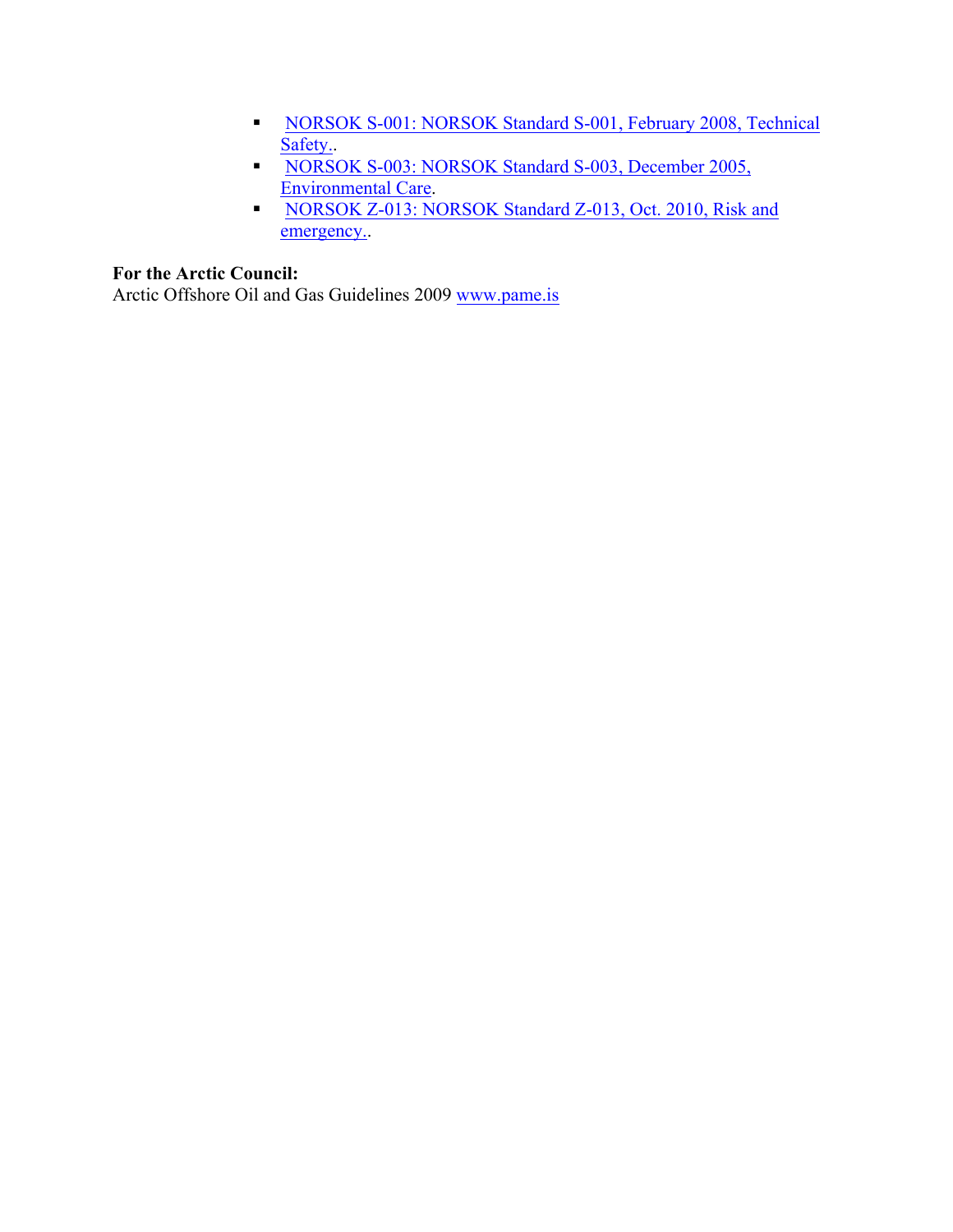- NORSOK S-001: NORSOK Standard S-001, February 2008, Technical Safety..
- NORSOK S-003: NORSOK Standard S-003, December 2005, Environmental Care.
- NORSOK Z-013: NORSOK Standard Z-013, Oct. 2010, Risk and emergency..

**For the Arctic Council:**
Arctic Offshore Oil and Gas Guidelines 2009 www.pame.is